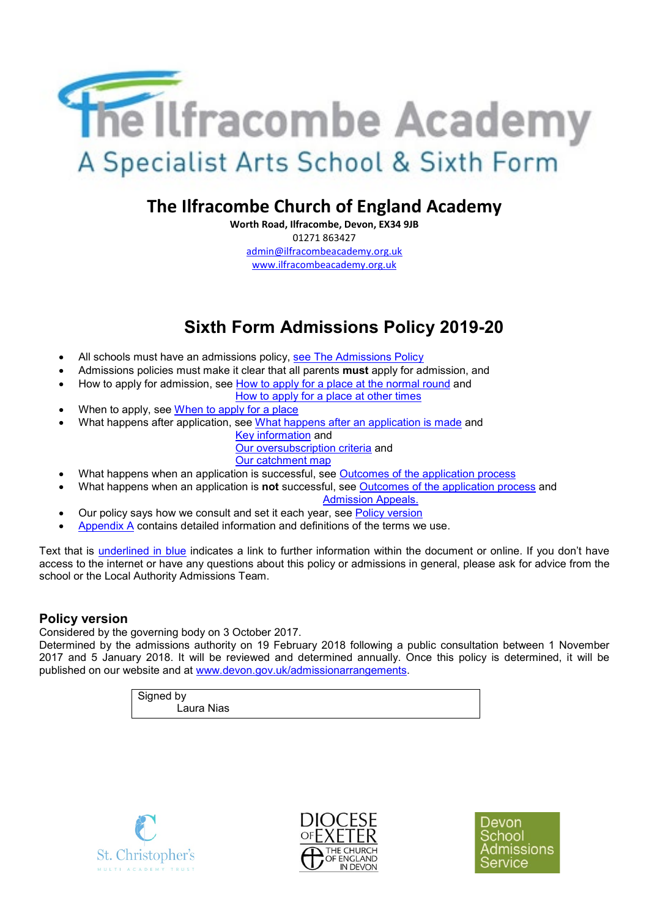# The Ilfracombe Academy

A Specialist Arts School & Sixth Form

## The Ilfracombe Church of England Academy

**Worth Road, Ilfracombe, Devon, EX34 9JB**
01271 863427
admin@ilfracombeacademy.org.uk
www.ilfracombeacademy.org.uk

# Sixth Form Admissions Policy 2019-20

- All schools must have an admissions policy, see The Admissions Policy
- Admissions policies must make it clear that all parents **must** apply for admission, and
- How to apply for admission, see How to apply for a place at the normal round and How to apply for a place at other times
- When to apply, see When to apply for a place
- What happens after application, see What happens after an application is made and Key information and Our oversubscription criteria and Our catchment map
- What happens when an application is successful, see Outcomes of the application process
- What happens when an application is **not** successful, see Outcomes of the application process and Admission Appeals.
- Our policy says how we consult and set it each year, see Policy version
- Appendix A contains detailed information and definitions of the terms we use.

Text that is underlined in blue indicates a link to further information within the document or online. If you don't have access to the internet or have any questions about this policy or admissions in general, please ask for advice from the school or the Local Authority Admissions Team.

### Policy version

Considered by the governing body on 3 October 2017.
Determined by the admissions authority on 19 February 2018 following a public consultation between 1 November 2017 and 5 January 2018. It will be reviewed and determined annually. Once this policy is determined, it will be published on our website and at www.devon.gov.uk/admissionarrangements.

| Signed by Laura Nias |
|---|

St. Christopher's Multi Academy Trust

Diocese of Exeter – The Church of England in Devon

Devon School Admissions Service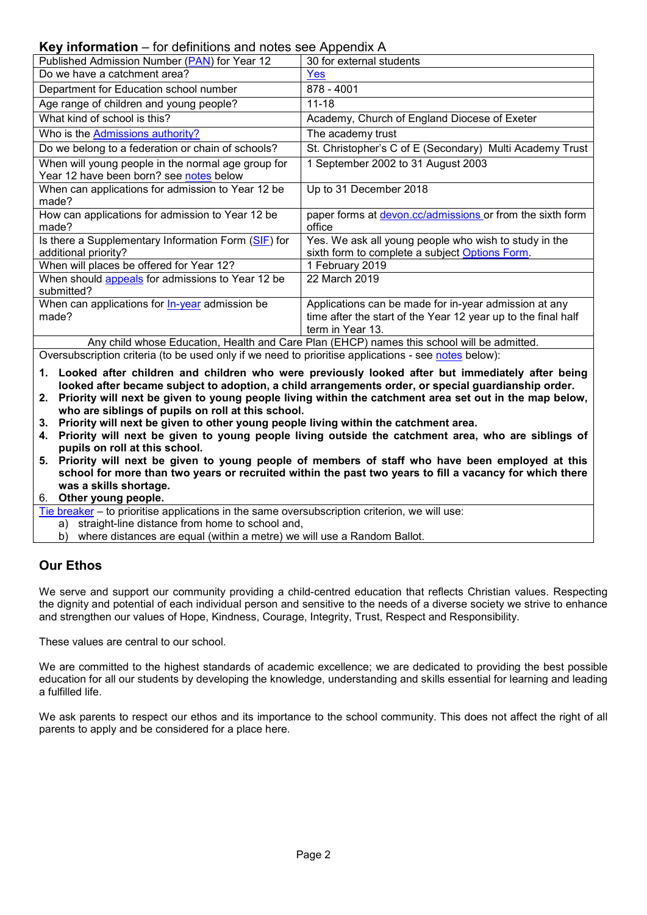## Key information – for definitions and notes see Appendix A

| Published Admission Number (PAN) for Year 12 | 30 for external students |
|---|---|
| Do we have a catchment area? | Yes |
| Department for Education school number | 878 - 4001 |
| Age range of children and young people? | 11-18 |
| What kind of school is this? | Academy, Church of England Diocese of Exeter |
| Who is the Admissions authority? | The academy trust |
| Do we belong to a federation or chain of schools? | St. Christopher's C of E (Secondary) Multi Academy Trust |
| When will young people in the normal age group for Year 12 have been born? see notes below | 1 September 2002 to 31 August 2003 |
| When can applications for admission to Year 12 be made? | Up to 31 December 2018 |
| How can applications for admission to Year 12 be made? | paper forms at devon.cc/admissions or from the sixth form office |
| Is there a Supplementary Information Form (SIF) for additional priority? | Yes. We ask all young people who wish to study in the sixth form to complete a subject Options Form. |
| When will places be offered for Year 12? | 1 February 2019 |
| When should appeals for admissions to Year 12 be submitted? | 22 March 2019 |
| When can applications for In-year admission be made? | Applications can be made for in-year admission at any time after the start of the Year 12 year up to the final half term in Year 13. |

Any child whose Education, Health and Care Plan (EHCP) names this school will be admitted.

Oversubscription criteria (to be used only if we need to prioritise applications - see notes below):

1. **Looked after children and children who were previously looked after but immediately after being looked after became subject to adoption, a child arrangements order, or special guardianship order.**
2. **Priority will next be given to young people living within the catchment area set out in the map below, who are siblings of pupils on roll at this school.**
3. **Priority will next be given to other young people living within the catchment area.**
4. **Priority will next be given to young people living outside the catchment area, who are siblings of pupils on roll at this school.**
5. **Priority will next be given to young people of members of staff who have been employed at this school for more than two years or recruited within the past two years to fill a vacancy for which there was a skills shortage.**
6. **Other young people.**

Tie breaker – to prioritise applications in the same oversubscription criterion, we will use:

a) straight-line distance from home to school and,
b) where distances are equal (within a metre) we will use a Random Ballot.

## Our Ethos

We serve and support our community providing a child-centred education that reflects Christian values. Respecting the dignity and potential of each individual person and sensitive to the needs of a diverse society we strive to enhance and strengthen our values of Hope, Kindness, Courage, Integrity, Trust, Respect and Responsibility.

These values are central to our school.

We are committed to the highest standards of academic excellence; we are dedicated to providing the best possible education for all our students by developing the knowledge, understanding and skills essential for learning and leading a fulfilled life.

We ask parents to respect our ethos and its importance to the school community. This does not affect the right of all parents to apply and be considered for a place here.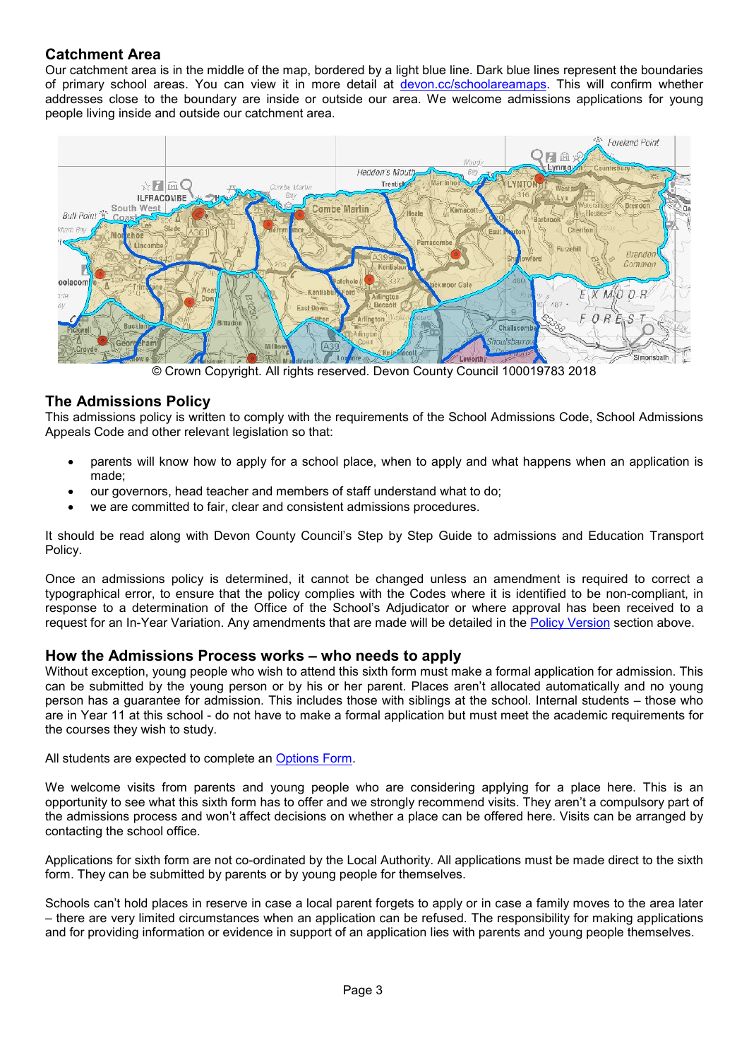## Catchment Area

Our catchment area is in the middle of the map, bordered by a light blue line. Dark blue lines represent the boundaries of primary school areas. You can view it in more detail at devon.cc/schoolareamaps. This will confirm whether addresses close to the boundary are inside or outside our area. We welcome admissions applications for young people living inside and outside our catchment area.

© Crown Copyright. All rights reserved. Devon County Council 100019783 2018

## The Admissions Policy

This admissions policy is written to comply with the requirements of the School Admissions Code, School Admissions Appeals Code and other relevant legislation so that:

- parents will know how to apply for a school place, when to apply and what happens when an application is made;
- our governors, head teacher and members of staff understand what to do;
- we are committed to fair, clear and consistent admissions procedures.

It should be read along with Devon County Council's Step by Step Guide to admissions and Education Transport Policy.

Once an admissions policy is determined, it cannot be changed unless an amendment is required to correct a typographical error, to ensure that the policy complies with the Codes where it is identified to be non-compliant, in response to a determination of the Office of the School's Adjudicator or where approval has been received to a request for an In-Year Variation. Any amendments that are made will be detailed in the Policy Version section above.

## How the Admissions Process works – who needs to apply

Without exception, young people who wish to attend this sixth form must make a formal application for admission. This can be submitted by the young person or by his or her parent. Places aren't allocated automatically and no young person has a guarantee for admission. This includes those with siblings at the school. Internal students – those who are in Year 11 at this school - do not have to make a formal application but must meet the academic requirements for the courses they wish to study.

All students are expected to complete an Options Form.

We welcome visits from parents and young people who are considering applying for a place here. This is an opportunity to see what this sixth form has to offer and we strongly recommend visits. They aren't a compulsory part of the admissions process and won't affect decisions on whether a place can be offered here. Visits can be arranged by contacting the school office.

Applications for sixth form are not co-ordinated by the Local Authority. All applications must be made direct to the sixth form. They can be submitted by parents or by young people for themselves.

Schools can't hold places in reserve in case a local parent forgets to apply or in case a family moves to the area later – there are very limited circumstances when an application can be refused. The responsibility for making applications and for providing information or evidence in support of an application lies with parents and young people themselves.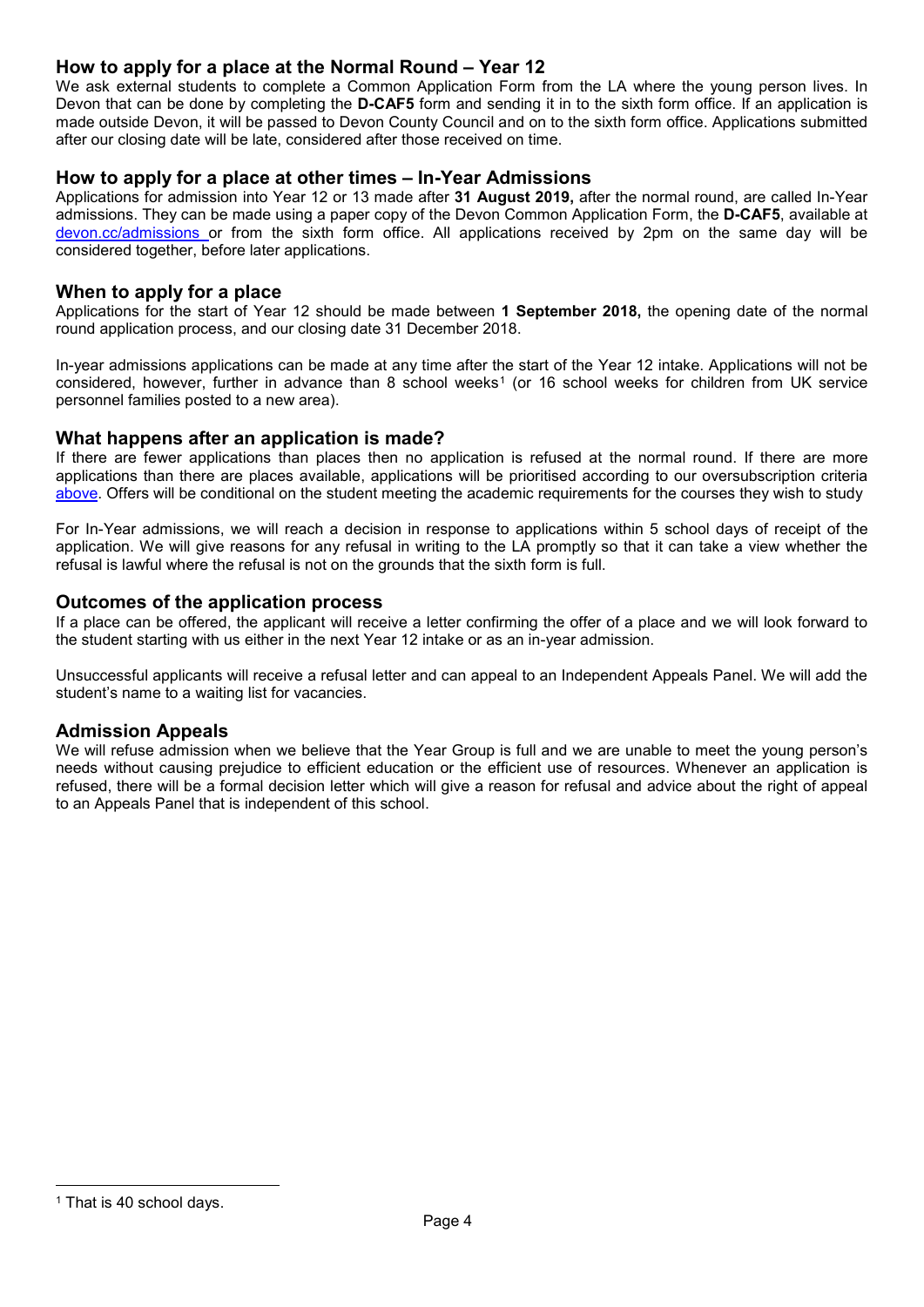## How to apply for a place at the Normal Round – Year 12

We ask external students to complete a Common Application Form from the LA where the young person lives. In Devon that can be done by completing the **D-CAF5** form and sending it in to the sixth form office. If an application is made outside Devon, it will be passed to Devon County Council and on to the sixth form office. Applications submitted after our closing date will be late, considered after those received on time.

## How to apply for a place at other times – In-Year Admissions

Applications for admission into Year 12 or 13 made after **31 August 2019,** after the normal round, are called In-Year admissions. They can be made using a paper copy of the Devon Common Application Form, the **D-CAF5**, available at devon.cc/admissions or from the sixth form office. All applications received by 2pm on the same day will be considered together, before later applications.

## When to apply for a place

Applications for the start of Year 12 should be made between **1 September 2018,** the opening date of the normal round application process, and our closing date 31 December 2018.

In-year admissions applications can be made at any time after the start of the Year 12 intake. Applications will not be considered, however, further in advance than 8 school weeks[1] (or 16 school weeks for children from UK service personnel families posted to a new area).

## What happens after an application is made?

If there are fewer applications than places then no application is refused at the normal round. If there are more applications than there are places available, applications will be prioritised according to our oversubscription criteria above. Offers will be conditional on the student meeting the academic requirements for the courses they wish to study

For In-Year admissions, we will reach a decision in response to applications within 5 school days of receipt of the application. We will give reasons for any refusal in writing to the LA promptly so that it can take a view whether the refusal is lawful where the refusal is not on the grounds that the sixth form is full.

## Outcomes of the application process

If a place can be offered, the applicant will receive a letter confirming the offer of a place and we will look forward to the student starting with us either in the next Year 12 intake or as an in-year admission.

Unsuccessful applicants will receive a refusal letter and can appeal to an Independent Appeals Panel. We will add the student's name to a waiting list for vacancies.

## Admission Appeals

We will refuse admission when we believe that the Year Group is full and we are unable to meet the young person's needs without causing prejudice to efficient education or the efficient use of resources. Whenever an application is refused, there will be a formal decision letter which will give a reason for refusal and advice about the right of appeal to an Appeals Panel that is independent of this school.

---

[1] That is 40 school days.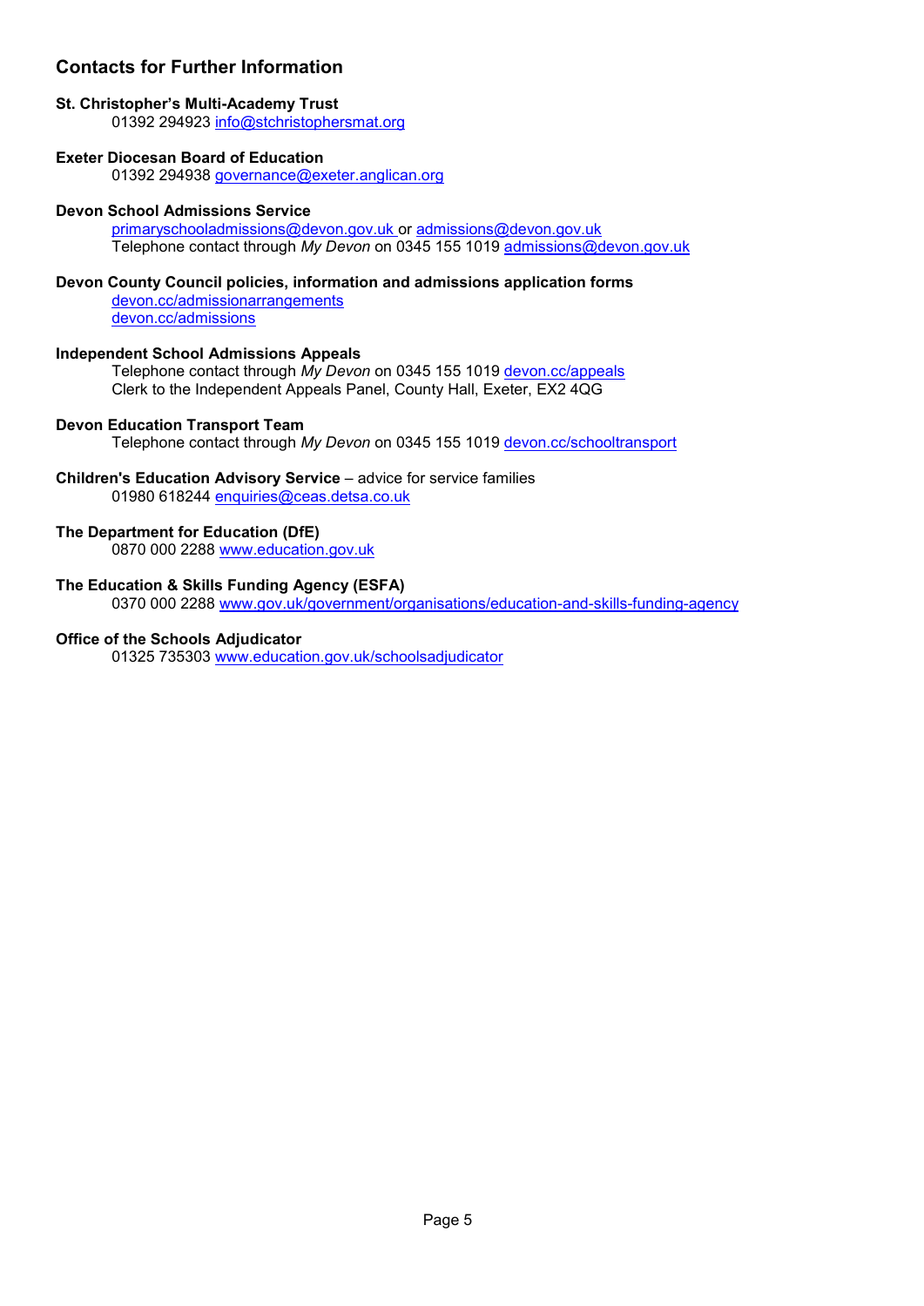## Contacts for Further Information

**St. Christopher's Multi-Academy Trust**
01392 294923 info@stchristophersmat.org

**Exeter Diocesan Board of Education**
01392 294938 governance@exeter.anglican.org

**Devon School Admissions Service**
primaryschooladmissions@devon.gov.uk or admissions@devon.gov.uk
Telephone contact through *My Devon* on 0345 155 1019 admissions@devon.gov.uk

**Devon County Council policies, information and admissions application forms**
devon.cc/admissionarrangements
devon.cc/admissions

**Independent School Admissions Appeals**
Telephone contact through *My Devon* on 0345 155 1019 devon.cc/appeals
Clerk to the Independent Appeals Panel, County Hall, Exeter, EX2 4QG

**Devon Education Transport Team**
Telephone contact through *My Devon* on 0345 155 1019 devon.cc/schooltransport

**Children's Education Advisory Service** – advice for service families
01980 618244 enquiries@ceas.detsa.co.uk

**The Department for Education (DfE)**
0870 000 2288 www.education.gov.uk

**The Education & Skills Funding Agency (ESFA)**
0370 000 2288 www.gov.uk/government/organisations/education-and-skills-funding-agency

**Office of the Schools Adjudicator**
01325 735303 www.education.gov.uk/schoolsadjudicator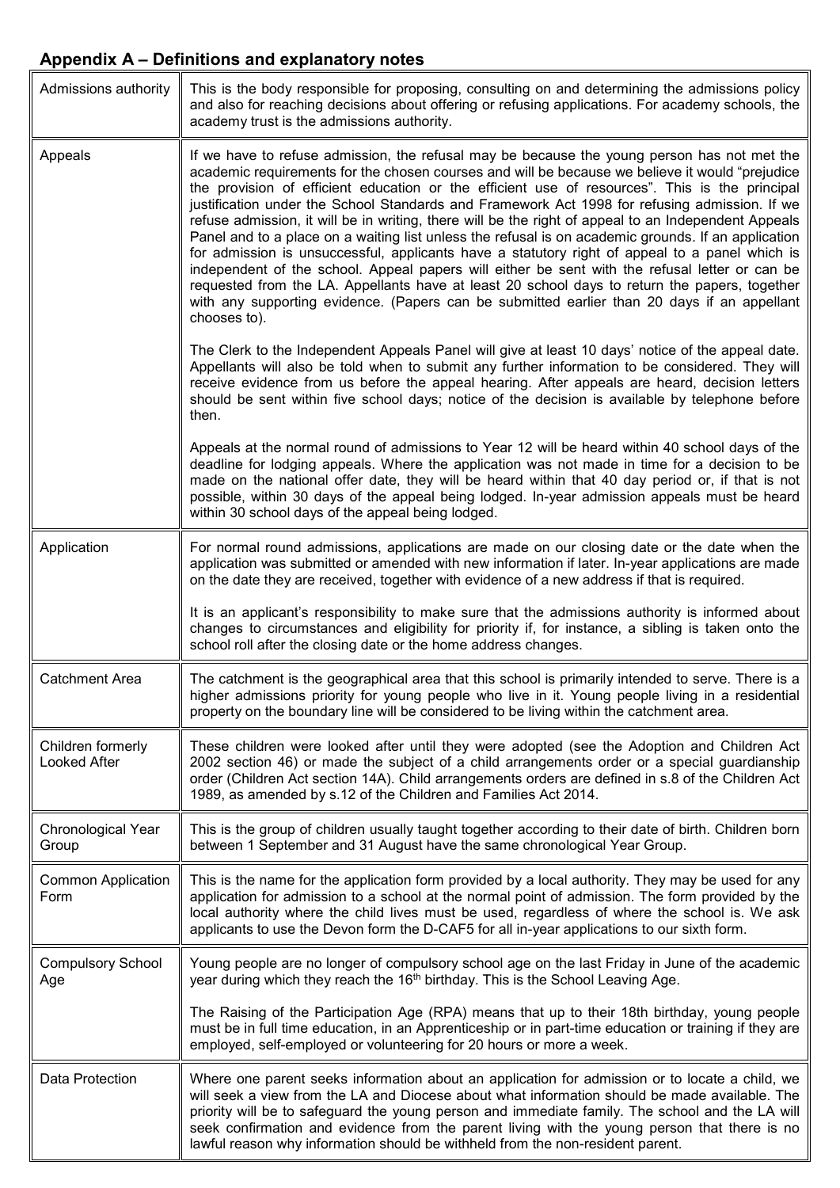## Appendix A – Definitions and explanatory notes

| | |
|---|---|
| Admissions authority | This is the body responsible for proposing, consulting on and determining the admissions policy and also for reaching decisions about offering or refusing applications. For academy schools, the academy trust is the admissions authority. |
| Appeals | If we have to refuse admission, the refusal may be because the young person has not met the academic requirements for the chosen courses and will be because we believe it would "prejudice the provision of efficient education or the efficient use of resources". This is the principal justification under the School Standards and Framework Act 1998 for refusing admission. If we refuse admission, it will be in writing, there will be the right of appeal to an Independent Appeals Panel and to a place on a waiting list unless the refusal is on academic grounds. If an application for admission is unsuccessful, applicants have a statutory right of appeal to a panel which is independent of the school. Appeal papers will either be sent with the refusal letter or can be requested from the LA. Appellants have at least 20 school days to return the papers, together with any supporting evidence. (Papers can be submitted earlier than 20 days if an appellant chooses to).<br><br>The Clerk to the Independent Appeals Panel will give at least 10 days' notice of the appeal date. Appellants will also be told when to submit any further information to be considered. They will receive evidence from us before the appeal hearing. After appeals are heard, decision letters should be sent within five school days; notice of the decision is available by telephone before then.<br><br>Appeals at the normal round of admissions to Year 12 will be heard within 40 school days of the deadline for lodging appeals. Where the application was not made in time for a decision to be made on the national offer date, they will be heard within that 40 day period or, if that is not possible, within 30 days of the appeal being lodged. In-year admission appeals must be heard within 30 school days of the appeal being lodged. |
| Application | For normal round admissions, applications are made on our closing date or the date when the application was submitted or amended with new information if later. In-year applications are made on the date they are received, together with evidence of a new address if that is required.<br><br>It is an applicant's responsibility to make sure that the admissions authority is informed about changes to circumstances and eligibility for priority if, for instance, a sibling is taken onto the school roll after the closing date or the home address changes. |
| Catchment Area | The catchment is the geographical area that this school is primarily intended to serve. There is a higher admissions priority for young people who live in it. Young people living in a residential property on the boundary line will be considered to be living within the catchment area. |
| Children formerly Looked After | These children were looked after until they were adopted (see the Adoption and Children Act 2002 section 46) or made the subject of a child arrangements order or a special guardianship order (Children Act section 14A). Child arrangements orders are defined in s.8 of the Children Act 1989, as amended by s.12 of the Children and Families Act 2014. |
| Chronological Year Group | This is the group of children usually taught together according to their date of birth. Children born between 1 September and 31 August have the same chronological Year Group. |
| Common Application Form | This is the name for the application form provided by a local authority. They may be used for any application for admission to a school at the normal point of admission. The form provided by the local authority where the child lives must be used, regardless of where the school is. We ask applicants to use the Devon form the D-CAF5 for all in-year applications to our sixth form. |
| Compulsory School Age | Young people are no longer of compulsory school age on the last Friday in June of the academic year during which they reach the 16th birthday. This is the School Leaving Age.<br><br>The Raising of the Participation Age (RPA) means that up to their 18th birthday, young people must be in full time education, in an Apprenticeship or in part-time education or training if they are employed, self-employed or volunteering for 20 hours or more a week. |
| Data Protection | Where one parent seeks information about an application for admission or to locate a child, we will seek a view from the LA and Diocese about what information should be made available. The priority will be to safeguard the young person and immediate family. The school and the LA will seek confirmation and evidence from the parent living with the young person that there is no lawful reason why information should be withheld from the non-resident parent. |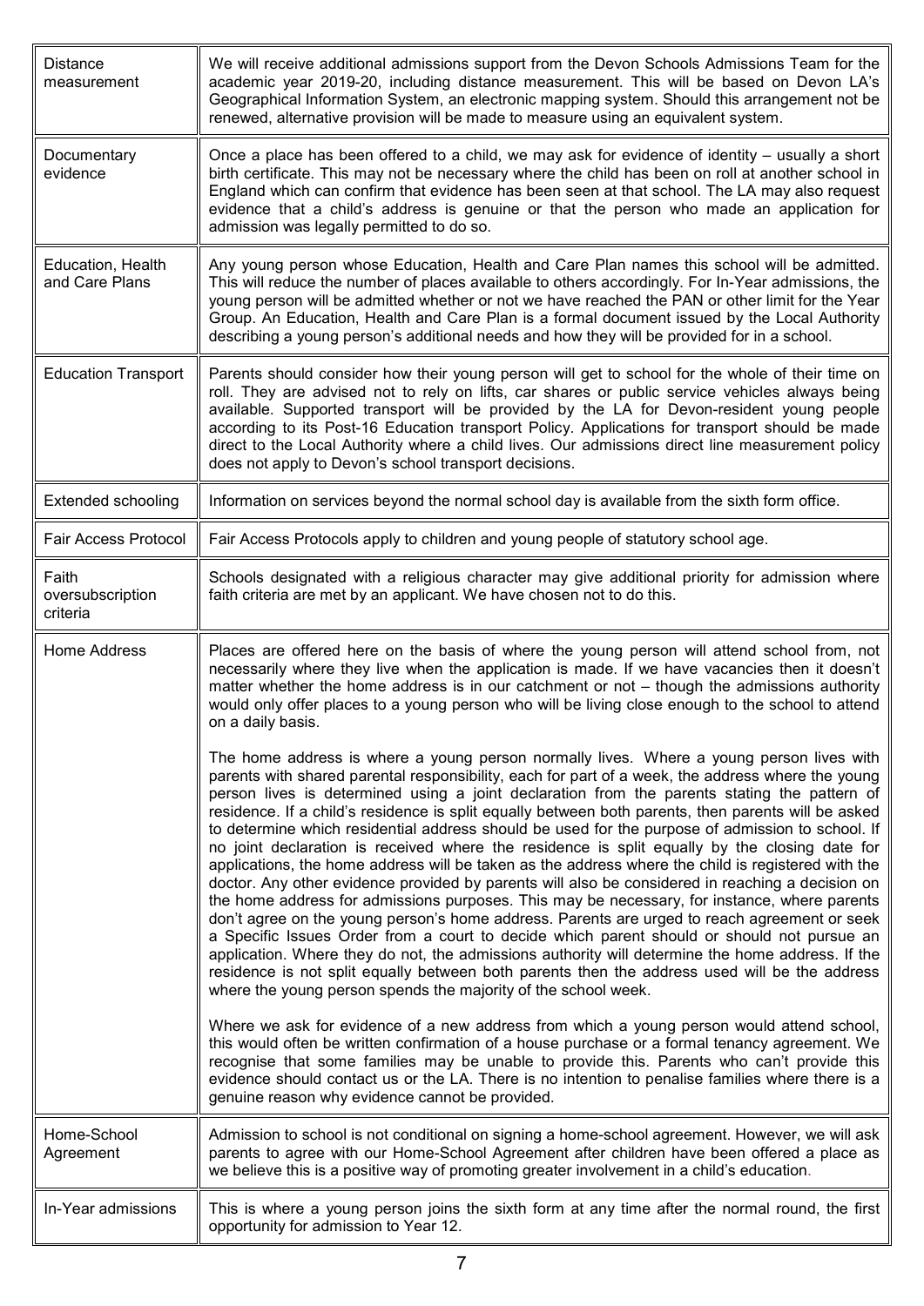| | |
|---|---|
| Distance measurement | We will receive additional admissions support from the Devon Schools Admissions Team for the academic year 2019-20, including distance measurement. This will be based on Devon LA's Geographical Information System, an electronic mapping system. Should this arrangement not be renewed, alternative provision will be made to measure using an equivalent system. |
| Documentary evidence | Once a place has been offered to a child, we may ask for evidence of identity – usually a short birth certificate. This may not be necessary where the child has been on roll at another school in England which can confirm that evidence has been seen at that school. The LA may also request evidence that a child's address is genuine or that the person who made an application for admission was legally permitted to do so. |
| Education, Health and Care Plans | Any young person whose Education, Health and Care Plan names this school will be admitted. This will reduce the number of places available to others accordingly. For In-Year admissions, the young person will be admitted whether or not we have reached the PAN or other limit for the Year Group. An Education, Health and Care Plan is a formal document issued by the Local Authority describing a young person's additional needs and how they will be provided for in a school. |
| Education Transport | Parents should consider how their young person will get to school for the whole of their time on roll. They are advised not to rely on lifts, car shares or public service vehicles always being available. Supported transport will be provided by the LA for Devon-resident young people according to its Post-16 Education transport Policy. Applications for transport should be made direct to the Local Authority where a child lives. Our admissions direct line measurement policy does not apply to Devon's school transport decisions. |
| Extended schooling | Information on services beyond the normal school day is available from the sixth form office. |
| Fair Access Protocol | Fair Access Protocols apply to children and young people of statutory school age. |
| Faith oversubscription criteria | Schools designated with a religious character may give additional priority for admission where faith criteria are met by an applicant. We have chosen not to do this. |
| Home Address | Places are offered here on the basis of where the young person will attend school from, not necessarily where they live when the application is made. If we have vacancies then it doesn't matter whether the home address is in our catchment or not – though the admissions authority would only offer places to a young person who will be living close enough to the school to attend on a daily basis.<br><br>The home address is where a young person normally lives. Where a young person lives with parents with shared parental responsibility, each for part of a week, the address where the young person lives is determined using a joint declaration from the parents stating the pattern of residence. If a child's residence is split equally between both parents, then parents will be asked to determine which residential address should be used for the purpose of admission to school. If no joint declaration is received where the residence is split equally by the closing date for applications, the home address will be taken as the address where the child is registered with the doctor. Any other evidence provided by parents will also be considered in reaching a decision on the home address for admissions purposes. This may be necessary, for instance, where parents don't agree on the young person's home address. Parents are urged to reach agreement or seek a Specific Issues Order from a court to decide which parent should or should not pursue an application. Where they do not, the admissions authority will determine the home address. If the residence is not split equally between both parents then the address used will be the address where the young person spends the majority of the school week.<br><br>Where we ask for evidence of a new address from which a young person would attend school, this would often be written confirmation of a house purchase or a formal tenancy agreement. We recognise that some families may be unable to provide this. Parents who can't provide this evidence should contact us or the LA. There is no intention to penalise families where there is a genuine reason why evidence cannot be provided. |
| Home-School Agreement | Admission to school is not conditional on signing a home-school agreement. However, we will ask parents to agree with our Home-School Agreement after children have been offered a place as we believe this is a positive way of promoting greater involvement in a child's education. |
| In-Year admissions | This is where a young person joins the sixth form at any time after the normal round, the first opportunity for admission to Year 12. |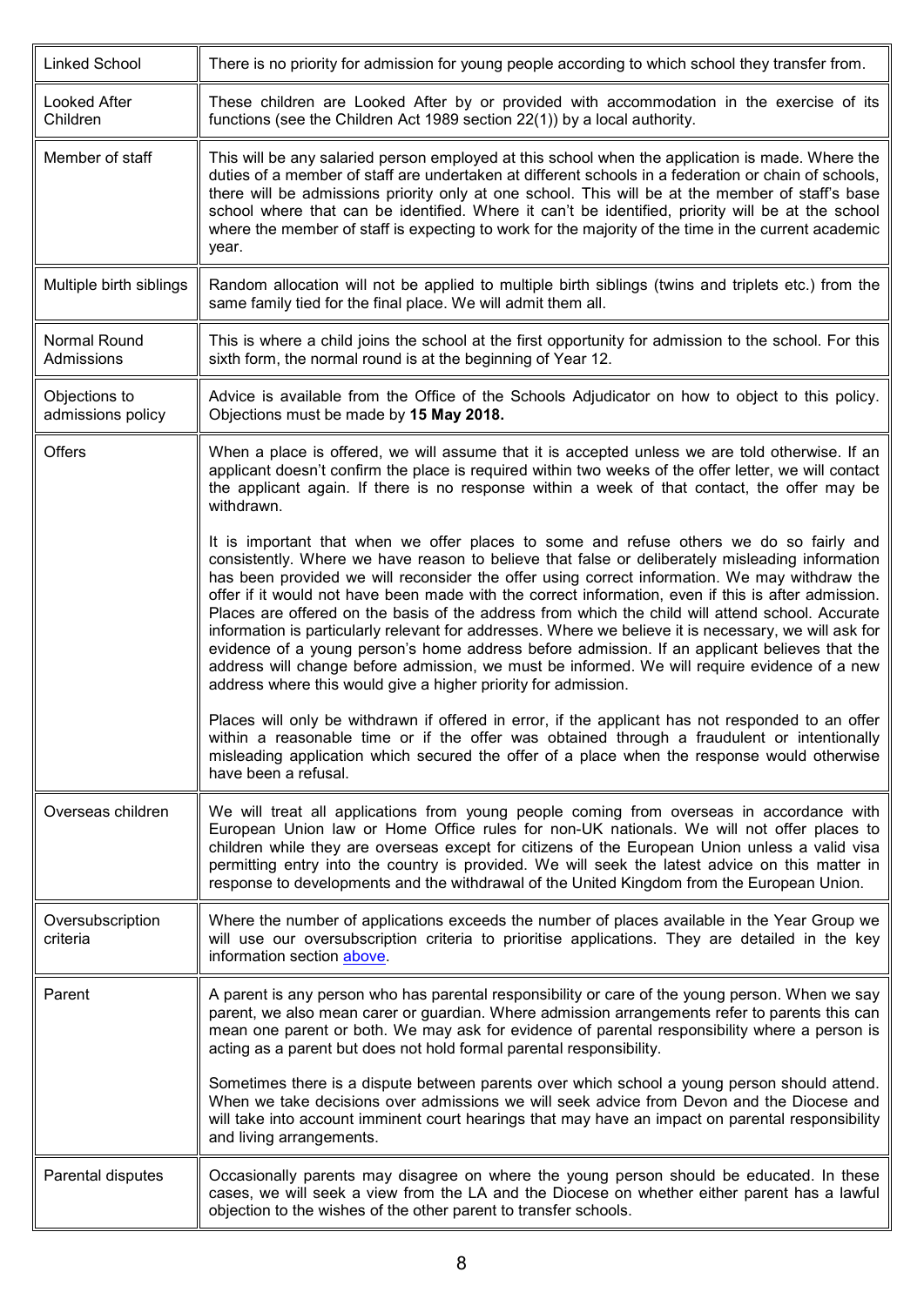| | |
|---|---|
| Linked School | There is no priority for admission for young people according to which school they transfer from. |
| Looked After Children | These children are Looked After by or provided with accommodation in the exercise of its functions (see the Children Act 1989 section 22(1)) by a local authority. |
| Member of staff | This will be any salaried person employed at this school when the application is made. Where the duties of a member of staff are undertaken at different schools in a federation or chain of schools, there will be admissions priority only at one school. This will be at the member of staff's base school where that can be identified. Where it can't be identified, priority will be at the school where the member of staff is expecting to work for the majority of the time in the current academic year. |
| Multiple birth siblings | Random allocation will not be applied to multiple birth siblings (twins and triplets etc.) from the same family tied for the final place. We will admit them all. |
| Normal Round Admissions | This is where a child joins the school at the first opportunity for admission to the school. For this sixth form, the normal round is at the beginning of Year 12. |
| Objections to admissions policy | Advice is available from the Office of the Schools Adjudicator on how to object to this policy. Objections must be made by **15 May 2018.** |
| Offers | When a place is offered, we will assume that it is accepted unless we are told otherwise. If an applicant doesn't confirm the place is required within two weeks of the offer letter, we will contact the applicant again. If there is no response within a week of that contact, the offer may be withdrawn.<br><br>It is important that when we offer places to some and refuse others we do so fairly and consistently. Where we have reason to believe that false or deliberately misleading information has been provided we will reconsider the offer using correct information. We may withdraw the offer if it would not have been made with the correct information, even if this is after admission. Places are offered on the basis of the address from which the child will attend school. Accurate information is particularly relevant for addresses. Where we believe it is necessary, we will ask for evidence of a young person's home address before admission. If an applicant believes that the address will change before admission, we must be informed. We will require evidence of a new address where this would give a higher priority for admission.<br><br>Places will only be withdrawn if offered in error, if the applicant has not responded to an offer within a reasonable time or if the offer was obtained through a fraudulent or intentionally misleading application which secured the offer of a place when the response would otherwise have been a refusal. |
| Overseas children | We will treat all applications from young people coming from overseas in accordance with European Union law or Home Office rules for non-UK nationals. We will not offer places to children while they are overseas except for citizens of the European Union unless a valid visa permitting entry into the country is provided. We will seek the latest advice on this matter in response to developments and the withdrawal of the United Kingdom from the European Union. |
| Oversubscription criteria | Where the number of applications exceeds the number of places available in the Year Group we will use our oversubscription criteria to prioritise applications. They are detailed in the key information section above. |
| Parent | A parent is any person who has parental responsibility or care of the young person. When we say parent, we also mean carer or guardian. Where admission arrangements refer to parents this can mean one parent or both. We may ask for evidence of parental responsibility where a person is acting as a parent but does not hold formal parental responsibility.<br><br>Sometimes there is a dispute between parents over which school a young person should attend. When we take decisions over admissions we will seek advice from Devon and the Diocese and will take into account imminent court hearings that may have an impact on parental responsibility and living arrangements. |
| Parental disputes | Occasionally parents may disagree on where the young person should be educated. In these cases, we will seek a view from the LA and the Diocese on whether either parent has a lawful objection to the wishes of the other parent to transfer schools. |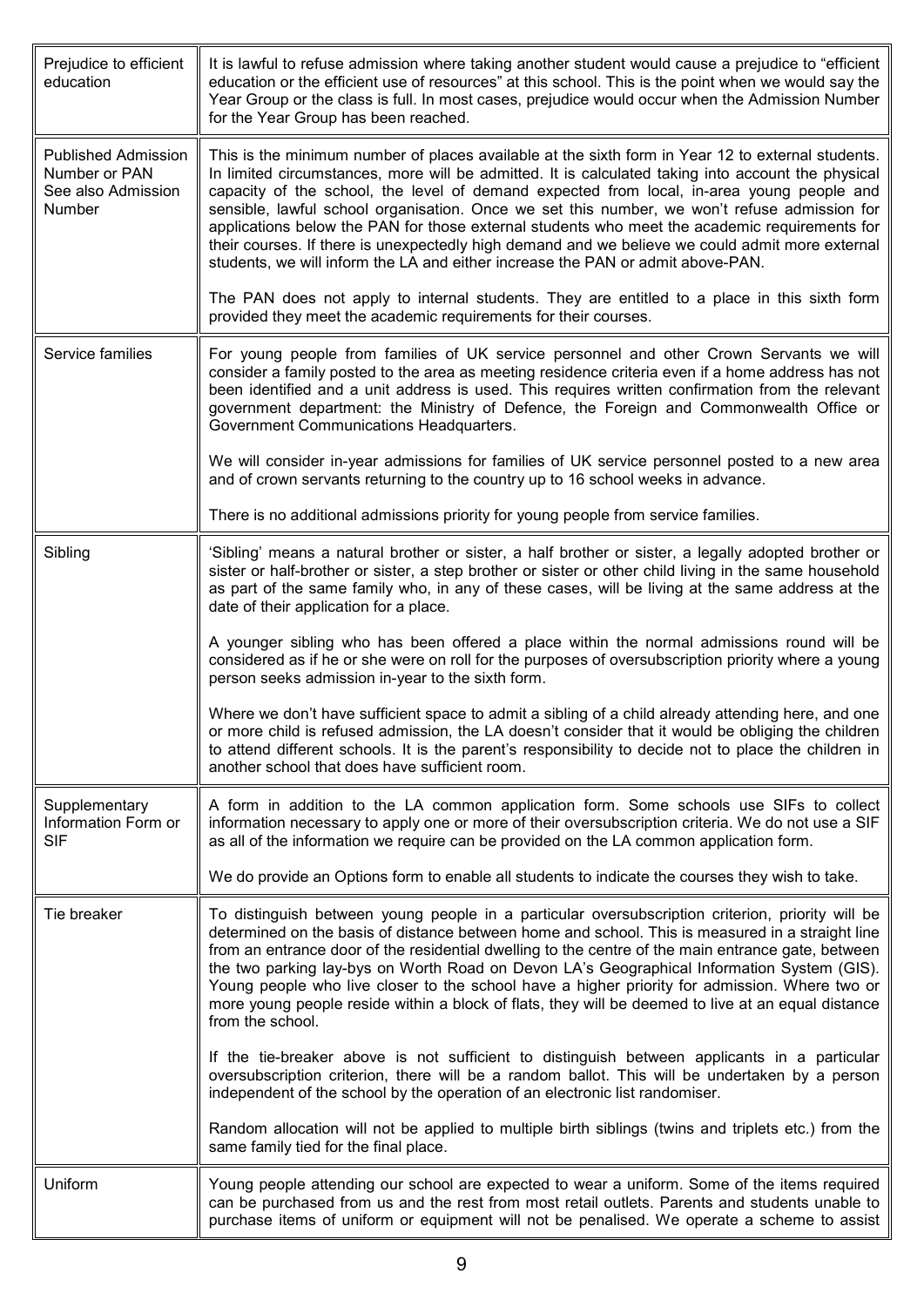| | |
|---|---|
| Prejudice to efficient education | It is lawful to refuse admission where taking another student would cause a prejudice to "efficient education or the efficient use of resources" at this school. This is the point when we would say the Year Group or the class is full. In most cases, prejudice would occur when the Admission Number for the Year Group has been reached. |
| Published Admission Number or PAN See also Admission Number | This is the minimum number of places available at the sixth form in Year 12 to external students. In limited circumstances, more will be admitted. It is calculated taking into account the physical capacity of the school, the level of demand expected from local, in-area young people and sensible, lawful school organisation. Once we set this number, we won't refuse admission for applications below the PAN for those external students who meet the academic requirements for their courses. If there is unexpectedly high demand and we believe we could admit more external students, we will inform the LA and either increase the PAN or admit above-PAN.<br><br>The PAN does not apply to internal students. They are entitled to a place in this sixth form provided they meet the academic requirements for their courses. |
| Service families | For young people from families of UK service personnel and other Crown Servants we will consider a family posted to the area as meeting residence criteria even if a home address has not been identified and a unit address is used. This requires written confirmation from the relevant government department: the Ministry of Defence, the Foreign and Commonwealth Office or Government Communications Headquarters.<br><br>We will consider in-year admissions for families of UK service personnel posted to a new area and of crown servants returning to the country up to 16 school weeks in advance.<br><br>There is no additional admissions priority for young people from service families. |
| Sibling | 'Sibling' means a natural brother or sister, a half brother or sister, a legally adopted brother or sister or half-brother or sister, a step brother or sister or other child living in the same household as part of the same family who, in any of these cases, will be living at the same address at the date of their application for a place.<br><br>A younger sibling who has been offered a place within the normal admissions round will be considered as if he or she were on roll for the purposes of oversubscription priority where a young person seeks admission in-year to the sixth form.<br><br>Where we don't have sufficient space to admit a sibling of a child already attending here, and one or more child is refused admission, the LA doesn't consider that it would be obliging the children to attend different schools. It is the parent's responsibility to decide not to place the children in another school that does have sufficient room. |
| Supplementary Information Form or SIF | A form in addition to the LA common application form. Some schools use SIFs to collect information necessary to apply one or more of their oversubscription criteria. We do not use a SIF as all of the information we require can be provided on the LA common application form.<br><br>We do provide an Options form to enable all students to indicate the courses they wish to take. |
| Tie breaker | To distinguish between young people in a particular oversubscription criterion, priority will be determined on the basis of distance between home and school. This is measured in a straight line from an entrance door of the residential dwelling to the centre of the main entrance gate, between the two parking lay-bys on Worth Road on Devon LA's Geographical Information System (GIS). Young people who live closer to the school have a higher priority for admission. Where two or more young people reside within a block of flats, they will be deemed to live at an equal distance from the school.<br><br>If the tie-breaker above is not sufficient to distinguish between applicants in a particular oversubscription criterion, there will be a random ballot. This will be undertaken by a person independent of the school by the operation of an electronic list randomiser.<br><br>Random allocation will not be applied to multiple birth siblings (twins and triplets etc.) from the same family tied for the final place. |
| Uniform | Young people attending our school are expected to wear a uniform. Some of the items required can be purchased from us and the rest from most retail outlets. Parents and students unable to purchase items of uniform or equipment will not be penalised. We operate a scheme to assist |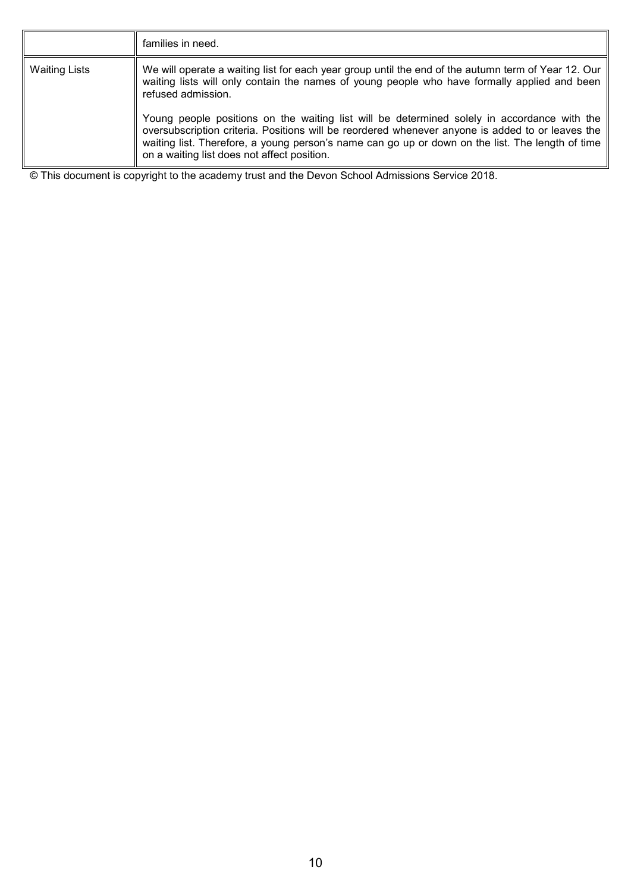| | |
|---|---|
| | families in need. |
| Waiting Lists | We will operate a waiting list for each year group until the end of the autumn term of Year 12. Our waiting lists will only contain the names of young people who have formally applied and been refused admission.<br><br>Young people positions on the waiting list will be determined solely in accordance with the oversubscription criteria. Positions will be reordered whenever anyone is added to or leaves the waiting list. Therefore, a young person's name can go up or down on the list. The length of time on a waiting list does not affect position. |

© This document is copyright to the academy trust and the Devon School Admissions Service 2018.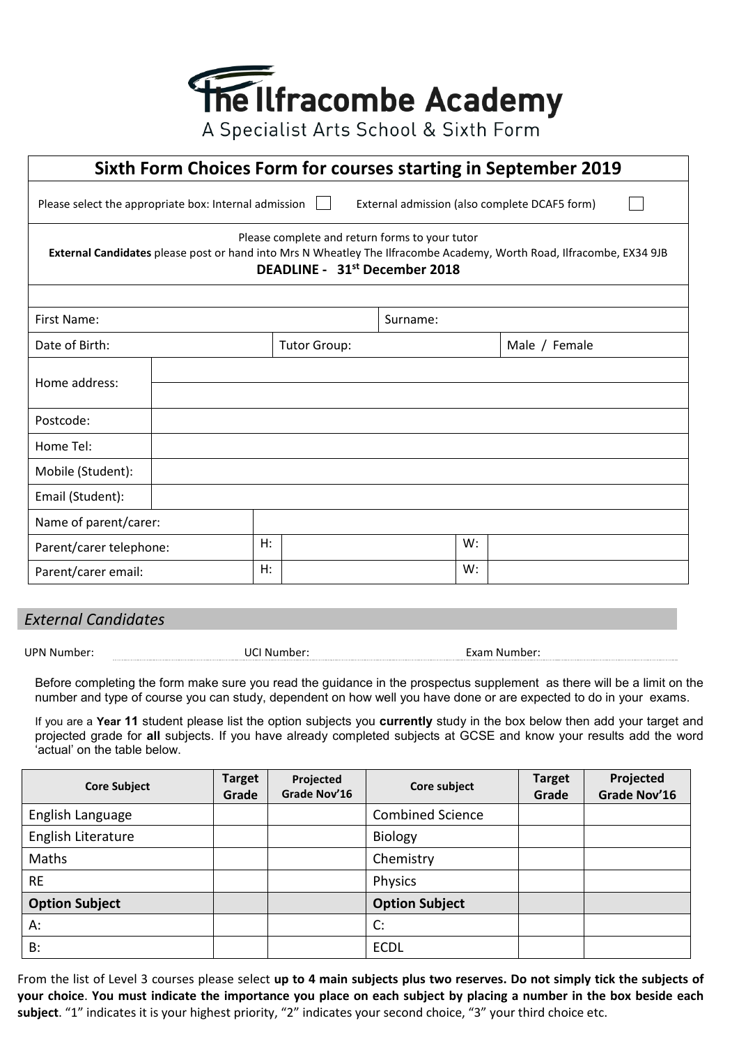# The Ilfracombe Academy

A Specialist Arts School & Sixth Form

## Sixth Form Choices Form for courses starting in September 2019

Please select the appropriate box: Internal admission ☐ External admission (also complete DCAF5 form) ☐

Please complete and return forms to your tutor

**External Candidates** please post or hand into Mrs N Wheatley The Ilfracombe Academy, Worth Road, Ilfracombe, EX34 9JB

**DEADLINE - 31st December 2018**

| | | | | |
|---|---|---|---|---|
| First Name: | | | Surname: | |
| Date of Birth: | | Tutor Group: | | Male / Female |
| Home address: | | | | |
| | | | | |
| Postcode: | | | | |
| Home Tel: | | | | |
| Mobile (Student): | | | | |
| Email (Student): | | | | |
| Name of parent/carer: | | | | |
| Parent/carer telephone: | H: | | W: | |
| Parent/carer email: | H: | | W: | |

### *External Candidates*

UPN Number: UCI Number: Exam Number:

Before completing the form make sure you read the guidance in the prospectus supplement as there will be a limit on the number and type of course you can study, dependent on how well you have done or are expected to do in your exams.

If you are a **Year 11** student please list the option subjects you **currently** study in the box below then add your target and projected grade for **all** subjects. If you have already completed subjects at GCSE and know your results add the word 'actual' on the table below.

| Core Subject | Target Grade | Projected Grade Nov'16 | Core subject | Target Grade | Projected Grade Nov'16 |
|---|---|---|---|---|---|
| English Language | | | Combined Science | | |
| English Literature | | | Biology | | |
| Maths | | | Chemistry | | |
| RE | | | Physics | | |
| **Option Subject** | | | **Option Subject** | | |
| A: | | | C: | | |
| B: | | | ECDL | | |

From the list of Level 3 courses please select **up to 4 main subjects plus two reserves. Do not simply tick the subjects of your choice**. **You must indicate the importance you place on each subject by placing a number in the box beside each subject**. "1" indicates it is your highest priority, "2" indicates your second choice, "3" your third choice etc.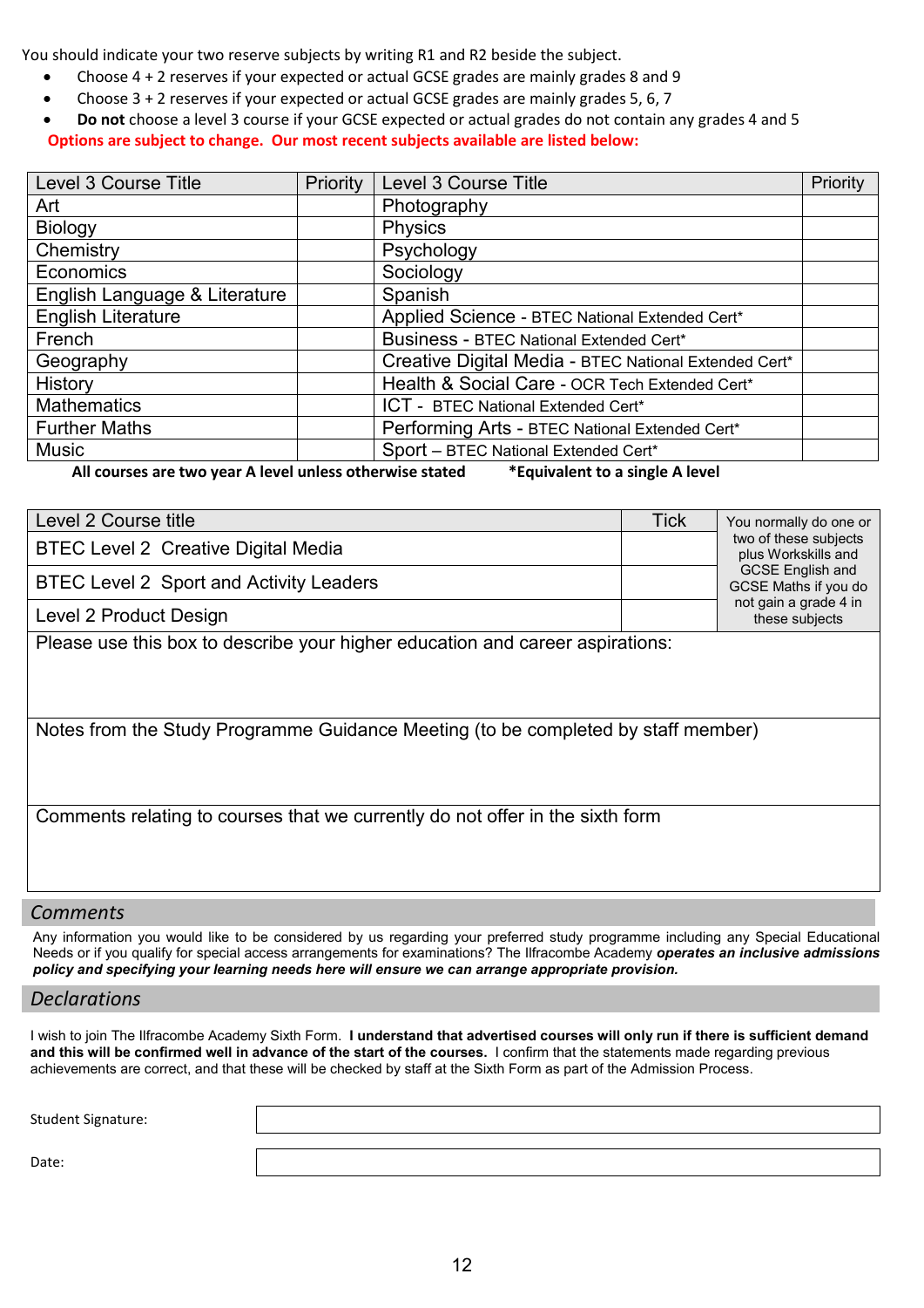You should indicate your two reserve subjects by writing R1 and R2 beside the subject.

- Choose 4 + 2 reserves if your expected or actual GCSE grades are mainly grades 8 and 9
- Choose 3 + 2 reserves if your expected or actual GCSE grades are mainly grades 5, 6, 7
- **Do not** choose a level 3 course if your GCSE expected or actual grades do not contain any grades 4 and 5

**Options are subject to change. Our most recent subjects available are listed below:**

| Level 3 Course Title | Priority | Level 3 Course Title | Priority |
|---|---|---|---|
| Art | | Photography | |
| Biology | | Physics | |
| Chemistry | | Psychology | |
| Economics | | Sociology | |
| English Language & Literature | | Spanish | |
| English Literature | | Applied Science - BTEC National Extended Cert* | |
| French | | Business - BTEC National Extended Cert* | |
| Geography | | Creative Digital Media - BTEC National Extended Cert* | |
| History | | Health & Social Care - OCR Tech Extended Cert* | |
| Mathematics | | ICT - BTEC National Extended Cert* | |
| Further Maths | | Performing Arts - BTEC National Extended Cert* | |
| Music | | Sport – BTEC National Extended Cert* | |

**All courses are two year A level unless otherwise stated** **\*Equivalent to a single A level**

| Level 2 Course title | Tick | |
|---|---|---|
| BTEC Level 2 Creative Digital Media | | You normally do one or two of these subjects plus Workskills and GCSE English and GCSE Maths if you do not gain a grade 4 in these subjects |
| BTEC Level 2 Sport and Activity Leaders | | |
| Level 2 Product Design | | |

Please use this box to describe your higher education and career aspirations:

Notes from the Study Programme Guidance Meeting (to be completed by staff member)

Comments relating to courses that we currently do not offer in the sixth form

## *Comments*

Any information you would like to be considered by us regarding your preferred study programme including any Special Educational Needs or if you qualify for special access arrangements for examinations? The Ilfracombe Academy ***operates an inclusive admissions policy and specifying your learning needs here will ensure we can arrange appropriate provision.***

## *Declarations*

I wish to join The Ilfracombe Academy Sixth Form. **I understand that advertised courses will only run if there is sufficient demand and this will be confirmed well in advance of the start of the courses.** I confirm that the statements made regarding previous achievements are correct, and that these will be checked by staff at the Sixth Form as part of the Admission Process.

Student Signature:

Date: